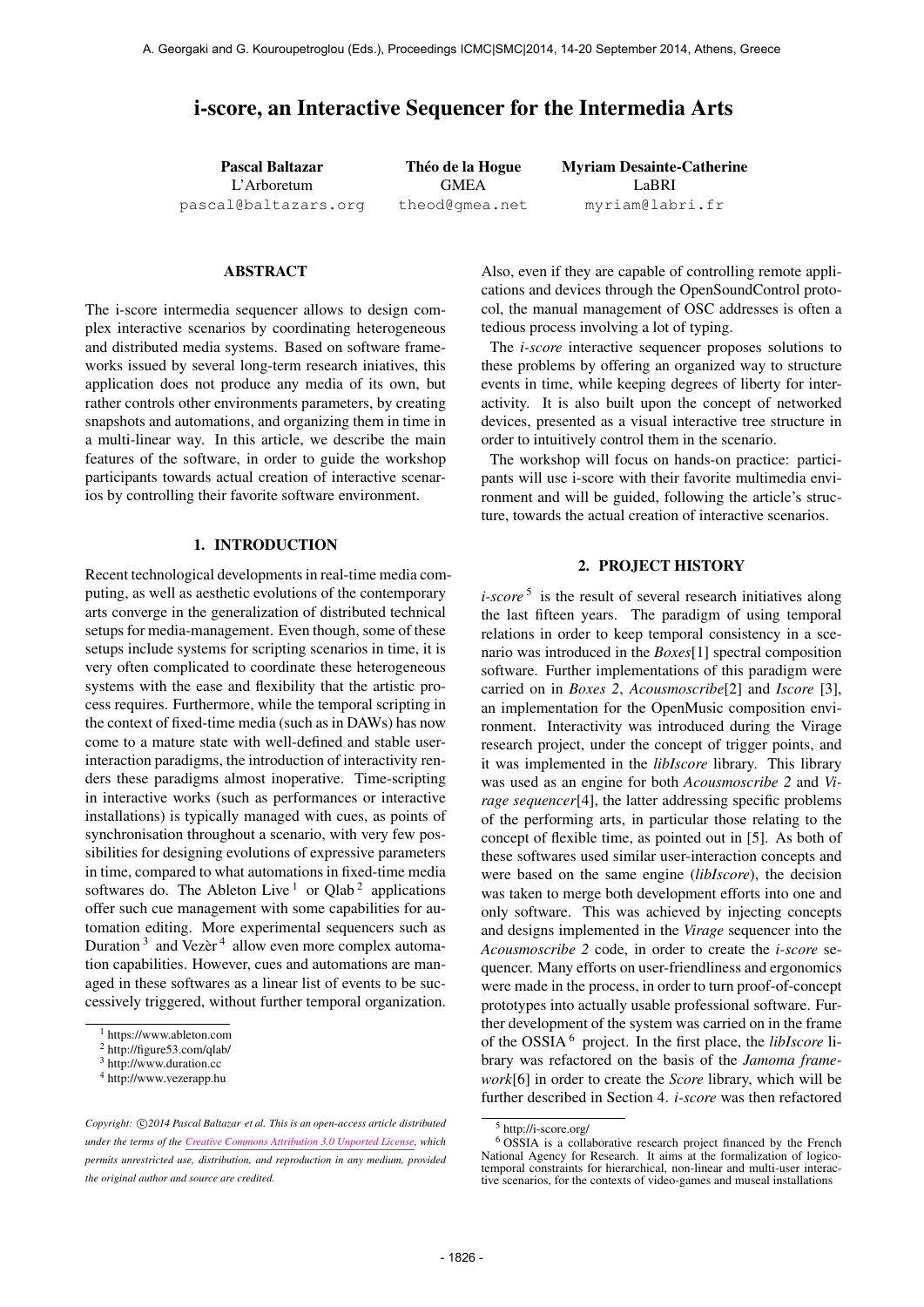# i-score, an Interactive Sequencer for the Intermedia Arts

**Pascal Baltazar**
L'Arboretum
pascal@baltazars.org

**Théo de la Hogue**
GMEA
theod@gmea.net

**Myriam Desainte-Catherine**
LaBRI
myriam@labri.fr

## ABSTRACT

The i-score intermedia sequencer allows to design complex interactive scenarios by coordinating heterogeneous and distributed media systems. Based on software frameworks issued by several long-term research iniatives, this application does not produce any media of its own, but rather controls other environments parameters, by creating snapshots and automations, and organizing them in time in a multi-linear way. In this article, we describe the main features of the software, in order to guide the workshop participants towards actual creation of interactive scenarios by controlling their favorite software environment.

## 1. INTRODUCTION

Recent technological developments in real-time media computing, as well as aesthetic evolutions of the contemporary arts converge in the generalization of distributed technical setups for media-management. Even though, some of these setups include systems for scripting scenarios in time, it is very often complicated to coordinate these heterogeneous systems with the ease and flexibility that the artistic process requires. Furthermore, while the temporal scripting in the context of fixed-time media (such as in DAWs) has now come to a mature state with well-defined and stable user-interaction paradigms, the introduction of interactivity renders these paradigms almost inoperative. Time-scripting in interactive works (such as performances or interactive installations) is typically managed with cues, as points of synchronisation throughout a scenario, with very few possibilities for designing evolutions of expressive parameters in time, compared to what automations in fixed-time media softwares do. The Ableton Live [1] or Qlab [2] applications offer such cue management with some capabilities for automation editing. More experimental sequencers such as Duration [3] and Vezèr [4] allow even more complex automation capabilities. However, cues and automations are managed in these softwares as a linear list of events to be successively triggered, without further temporal organization. Also, even if they are capable of controlling remote applications and devices through the OpenSoundControl protocol, the manual management of OSC addresses is often a tedious process involving a lot of typing.

The *i-score* interactive sequencer proposes solutions to these problems by offering an organized way to structure events in time, while keeping degrees of liberty for interactivity. It is also built upon the concept of networked devices, presented as a visual interactive tree structure in order to intuitively control them in the scenario.

The workshop will focus on hands-on practice: participants will use i-score with their favorite multimedia environment and will be guided, following the article's structure, towards the actual creation of interactive scenarios.

## 2. PROJECT HISTORY

*i-score* [5] is the result of several research initiatives along the last fifteen years. The paradigm of using temporal relations in order to keep temporal consistency in a scenario was introduced in the *Boxes*[1] spectral composition software. Further implementations of this paradigm were carried on in *Boxes 2*, *Acousmoscribe*[2] and *Iscore* [3], an implementation for the OpenMusic composition environment. Interactivity was introduced during the Virage research project, under the concept of trigger points, and it was implemented in the *libIscore* library. This library was used as an engine for both *Acousmoscribe 2* and *Virage sequencer*[4], the latter addressing specific problems of the performing arts, in particular those relating to the concept of flexible time, as pointed out in [5]. As both of these softwares used similar user-interaction concepts and were based on the same engine (*libIscore*), the decision was taken to merge both development efforts into one and only software. This was achieved by injecting concepts and designs implemented in the *Virage* sequencer into the *Acousmoscribe 2* code, in order to create the *i-score* sequencer. Many efforts on user-friendliness and ergonomics were made in the process, in order to turn proof-of-concept prototypes into actually usable professional software. Further development of the system was carried on in the frame of the OSSIA [6] project. In the first place, the *libIscore* library was refactored on the basis of the *Jamoma framework*[6] in order to create the *Score* library, which will be further described in Section 4. *i-score* was then refactored

[1] https://www.ableton.com
[2] http://figure53.com/qlab/
[3] http://www.duration.cc
[4] http://www.vezerapp.hu
[5] http://i-score.org/
[6] OSSIA is a collaborative research project financed by the French National Agency for Research. It aims at the formalization of logico-temporal constraints for hierarchical, non-linear and multi-user interactive scenarios, for the contexts of video-games and museal installations

*Copyright: ©2014 Pascal Baltazar et al. This is an open-access article distributed under the terms of the Creative Commons Attribution 3.0 Unported License, which permits unrestricted use, distribution, and reproduction in any medium, provided the original author and source are credited.*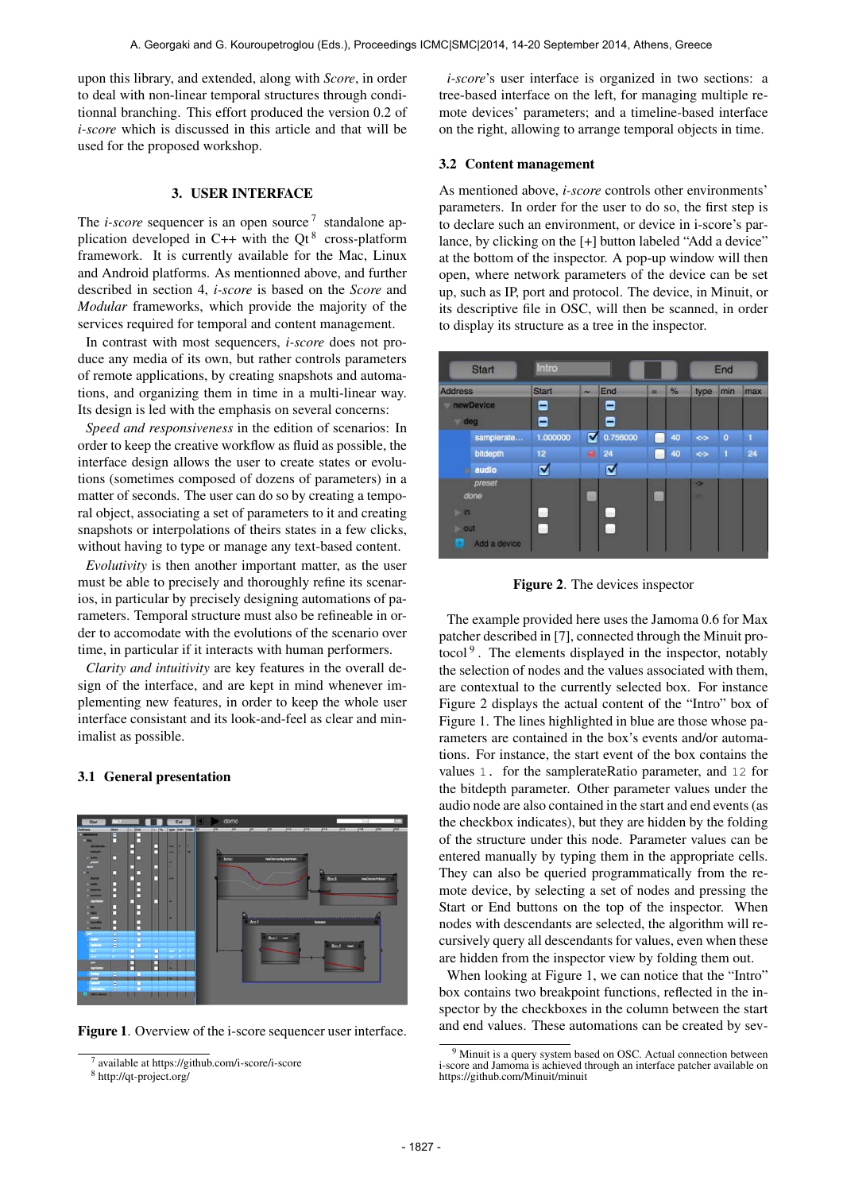upon this library, and extended, along with *Score*, in order to deal with non-linear temporal structures through conditionnal branching. This effort produced the version 0.2 of *i-score* which is discussed in this article and that will be used for the proposed workshop.

## 3. USER INTERFACE

The *i-score* sequencer is an open source [7] standalone application developed in C++ with the Qt [8] cross-platform framework. It is currently available for the Mac, Linux and Android platforms. As mentionned above, and further described in section 4, *i-score* is based on the *Score* and *Modular* frameworks, which provide the majority of the services required for temporal and content management.

In contrast with most sequencers, *i-score* does not produce any media of its own, but rather controls parameters of remote applications, by creating snapshots and automations, and organizing them in time in a multi-linear way. Its design is led with the emphasis on several concerns:

*Speed and responsiveness* in the edition of scenarios: In order to keep the creative workflow as fluid as possible, the interface design allows the user to create states or evolutions (sometimes composed of dozens of parameters) in a matter of seconds. The user can do so by creating a temporal object, associating a set of parameters to it and creating snapshots or interpolations of theirs states in a few clicks, without having to type or manage any text-based content.

*Evolutivity* is then another important matter, as the user must be able to precisely and thoroughly refine its scenarios, in particular by precisely designing automations of parameters. Temporal structure must also be refineable in order to accomodate with the evolutions of the scenario over time, in particular if it interacts with human performers.

*Clarity and intuitivity* are key features in the overall design of the interface, and are kept in mind whenever implementing new features, in order to keep the whole user interface consistant and its look-and-feel as clear and minimalist as possible.

### 3.1 General presentation

**Figure 1**. Overview of the i-score sequencer user interface.

*i-score*'s user interface is organized in two sections: a tree-based interface on the left, for managing multiple remote devices' parameters; and a timeline-based interface on the right, allowing to arrange temporal objects in time.

### 3.2 Content management

As mentioned above, *i-score* controls other environments' parameters. In order for the user to do so, the first step is to declare such an environment, or device in i-score's parlance, by clicking on the [+] button labeled "Add a device" at the bottom of the inspector. A pop-up window will then open, where network parameters of the device can be set up, such as IP, port and protocol. The device, in Minuit, or its descriptive file in OSC, will then be scanned, in order to display its structure as a tree in the inspector.

**Figure 2**. The devices inspector

The example provided here uses the Jamoma 0.6 for Max patcher described in [7], connected through the Minuit protocol [9]. The elements displayed in the inspector, notably the selection of nodes and the values associated with them, are contextual to the currently selected box. For instance Figure 2 displays the actual content of the "Intro" box of Figure 1. The lines highlighted in blue are those whose parameters are contained in the box's events and/or automations. For instance, the start event of the box contains the values `1.` for the samplerateRatio parameter, and `12` for the bitdepth parameter. Other parameter values under the audio node are also contained in the start and end events (as the checkbox indicates), but they are hidden by the folding of the structure under this node. Parameter values can be entered manually by typing them in the appropriate cells. They can also be queried programmatically from the remote device, by selecting a set of nodes and pressing the Start or End buttons on the top of the inspector. When nodes with descendants are selected, the algorithm will recursively query all descendants for values, even when these are hidden from the inspector view by folding them out.

When looking at Figure 1, we can notice that the "Intro" box contains two breakpoint functions, reflected in the inspector by the checkboxes in the column between the start and end values. These automations can be created by sev-

[7] available at https://github.com/i-score/i-score

[8] http://qt-project.org/

[9] Minuit is a query system based on OSC. Actual connection between i-score and Jamoma is achieved through an interface patcher available on https://github.com/Minuit/minuit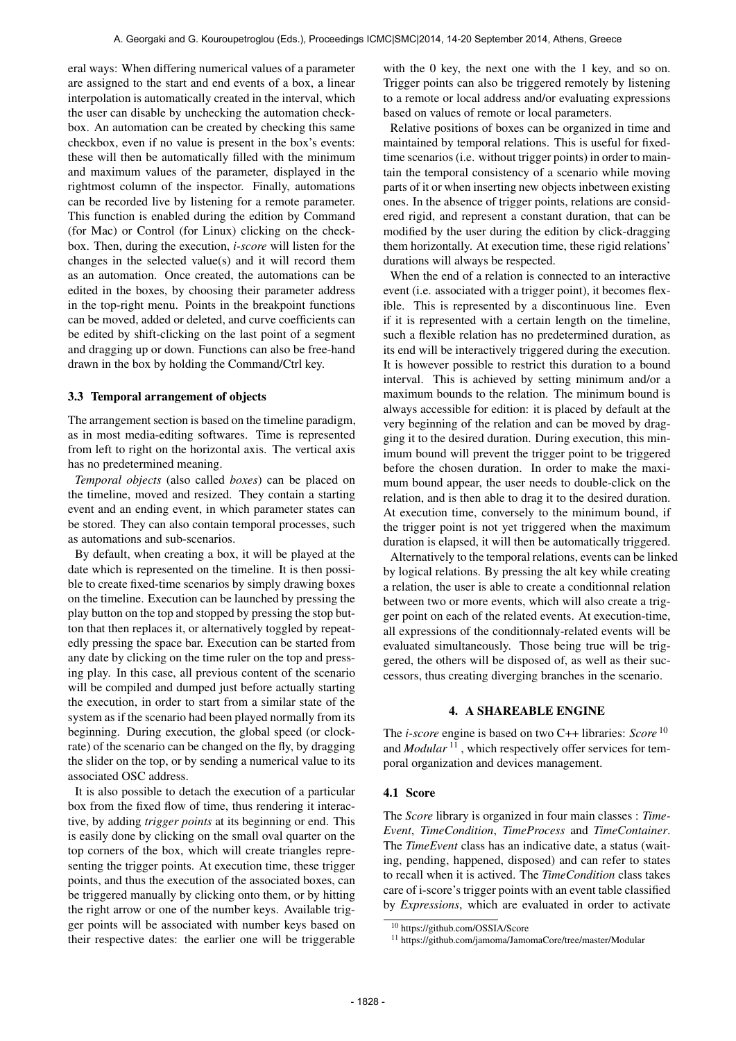eral ways: When differing numerical values of a parameter are assigned to the start and end events of a box, a linear interpolation is automatically created in the interval, which the user can disable by unchecking the automation checkbox. An automation can be created by checking this same checkbox, even if no value is present in the box's events: these will then be automatically filled with the minimum and maximum values of the parameter, displayed in the rightmost column of the inspector. Finally, automations can be recorded live by listening for a remote parameter. This function is enabled during the edition by Command (for Mac) or Control (for Linux) clicking on the checkbox. Then, during the execution, *i-score* will listen for the changes in the selected value(s) and it will record them as an automation. Once created, the automations can be edited in the boxes, by choosing their parameter address in the top-right menu. Points in the breakpoint functions can be moved, added or deleted, and curve coefficients can be edited by shift-clicking on the last point of a segment and dragging up or down. Functions can also be free-hand drawn in the box by holding the Command/Ctrl key.

### 3.3 Temporal arrangement of objects

The arrangement section is based on the timeline paradigm, as in most media-editing softwares. Time is represented from left to right on the horizontal axis. The vertical axis has no predetermined meaning.

*Temporal objects* (also called *boxes*) can be placed on the timeline, moved and resized. They contain a starting event and an ending event, in which parameter states can be stored. They can also contain temporal processes, such as automations and sub-scenarios.

By default, when creating a box, it will be played at the date which is represented on the timeline. It is then possible to create fixed-time scenarios by simply drawing boxes on the timeline. Execution can be launched by pressing the play button on the top and stopped by pressing the stop button that then replaces it, or alternatively toggled by repeatedly pressing the space bar. Execution can be started from any date by clicking on the time ruler on the top and pressing play. In this case, all previous content of the scenario will be compiled and dumped just before actually starting the execution, in order to start from a similar state of the system as if the scenario had been played normally from its beginning. During execution, the global speed (or clock-rate) of the scenario can be changed on the fly, by dragging the slider on the top, or by sending a numerical value to its associated OSC address.

It is also possible to detach the execution of a particular box from the fixed flow of time, thus rendering it interactive, by adding *trigger points* at its beginning or end. This is easily done by clicking on the small oval quarter on the top corners of the box, which will create triangles representing the trigger points. At execution time, these trigger points, and thus the execution of the associated boxes, can be triggered manually by clicking onto them, or by hitting the right arrow or one of the number keys. Available trigger points will be associated with number keys based on their respective dates: the earlier one will be triggerable with the 0 key, the next one with the 1 key, and so on. Trigger points can also be triggered remotely by listening to a remote or local address and/or evaluating expressions based on values of remote or local parameters.

Relative positions of boxes can be organized in time and maintained by temporal relations. This is useful for fixed-time scenarios (i.e. without trigger points) in order to maintain the temporal consistency of a scenario while moving parts of it or when inserting new objects inbetween existing ones. In the absence of trigger points, relations are considered rigid, and represent a constant duration, that can be modified by the user during the edition by click-dragging them horizontally. At execution time, these rigid relations' durations will always be respected.

When the end of a relation is connected to an interactive event (i.e. associated with a trigger point), it becomes flexible. This is represented by a discontinuous line. Even if it is represented with a certain length on the timeline, such a flexible relation has no predetermined duration, as its end will be interactively triggered during the execution. It is however possible to restrict this duration to a bound interval. This is achieved by setting minimum and/or a maximum bounds to the relation. The minimum bound is always accessible for edition: it is placed by default at the very beginning of the relation and can be moved by dragging it to the desired duration. During execution, this minimum bound will prevent the trigger point to be triggered before the chosen duration. In order to make the maximum bound appear, the user needs to double-click on the relation, and is then able to drag it to the desired duration. At execution time, conversely to the minimum bound, if the trigger point is not yet triggered when the maximum duration is elapsed, it will then be automatically triggered.

Alternatively to the temporal relations, events can be linked by logical relations. By pressing the alt key while creating a relation, the user is able to create a conditionnal relation between two or more events, which will also create a trigger point on each of the related events. At execution-time, all expressions of the conditionnaly-related events will be evaluated simultaneously. Those being true will be triggered, the others will be disposed of, as well as their successors, thus creating diverging branches in the scenario.

## 4. A SHAREABLE ENGINE

The *i-score* engine is based on two C++ libraries: *Score* [10] and *Modular* [11], which respectively offer services for temporal organization and devices management.

### 4.1 Score

The *Score* library is organized in four main classes : *TimeEvent*, *TimeCondition*, *TimeProcess* and *TimeContainer*. The *TimeEvent* class has an indicative date, a status (waiting, pending, happened, disposed) and can refer to states to recall when it is actived. The *TimeCondition* class takes care of i-score's trigger points with an event table classified by *Expressions*, which are evaluated in order to activate

[10] https://github.com/OSSIA/Score

[11] https://github.com/jamoma/JamomaCore/tree/master/Modular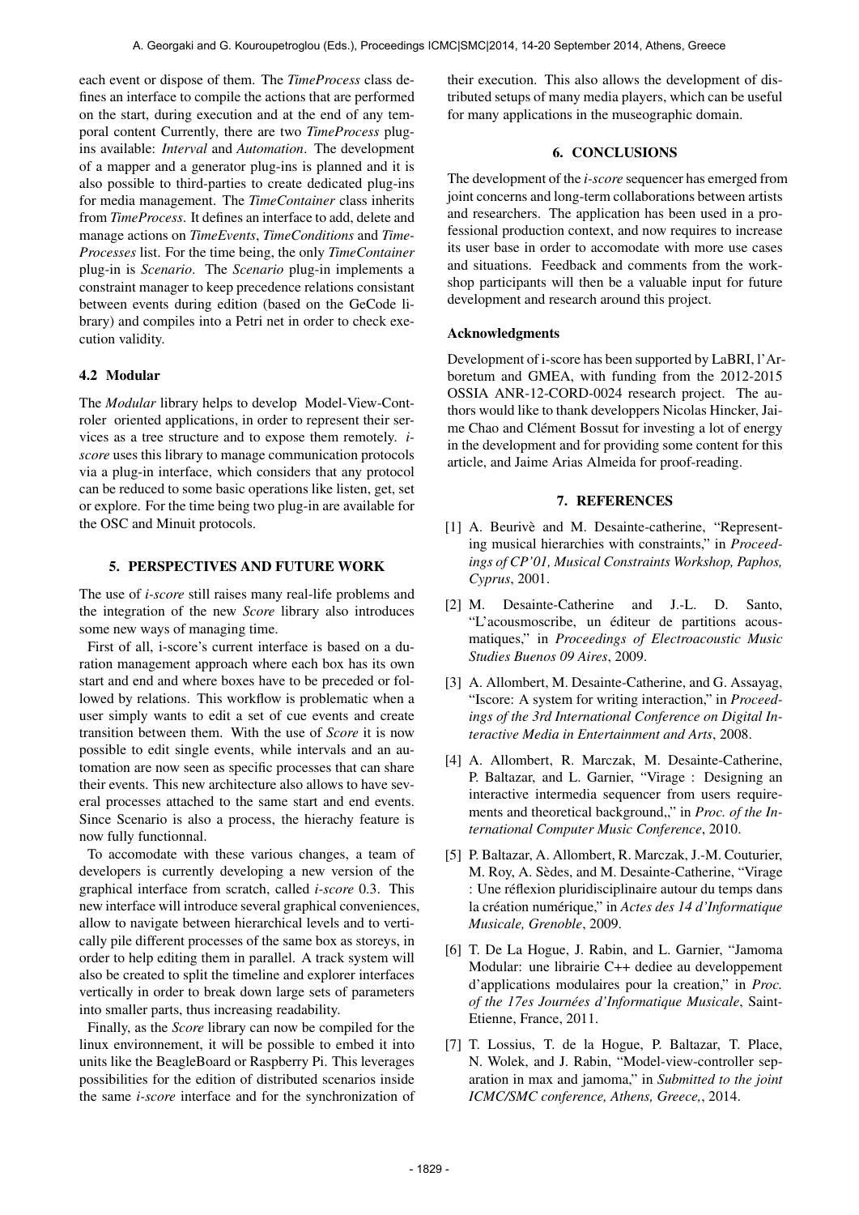each event or dispose of them. The *TimeProcess* class defines an interface to compile the actions that are performed on the start, during execution and at the end of any temporal content Currently, there are two *TimeProcess* plugins available: *Interval* and *Automation*. The development of a mapper and a generator plug-ins is planned and it is also possible to third-parties to create dedicated plug-ins for media management. The *TimeContainer* class inherits from *TimeProcess*. It defines an interface to add, delete and manage actions on *TimeEvents*, *TimeConditions* and *TimeProcesses* list. For the time being, the only *TimeContainer* plug-in is *Scenario*. The *Scenario* plug-in implements a constraint manager to keep precedence relations consistant between events during edition (based on the GeCode library) and compiles into a Petri net in order to check execution validity.

### 4.2 Modular

The *Modular* library helps to develop Model-View-Controller oriented applications, in order to represent their services as a tree structure and to expose them remotely. *i-score* uses this library to manage communication protocols via a plug-in interface, which considers that any protocol can be reduced to some basic operations like listen, get, set or explore. For the time being two plug-in are available for the OSC and Minuit protocols.

## 5. PERSPECTIVES AND FUTURE WORK

The use of *i-score* still raises many real-life problems and the integration of the new *Score* library also introduces some new ways of managing time.

First of all, i-score's current interface is based on a duration management approach where each box has its own start and end and where boxes have to be preceded or followed by relations. This workflow is problematic when a user simply wants to edit a set of cue events and create transition between them. With the use of *Score* it is now possible to edit single events, while intervals and an automation are now seen as specific processes that can share their events. This new architecture also allows to have several processes attached to the same start and end events. Since Scenario is also a process, the hierachy feature is now fully functionnal.

To accomodate with these various changes, a team of developers is currently developing a new version of the graphical interface from scratch, called *i-score* 0.3. This new interface will introduce several graphical conveniences, allow to navigate between hierarchical levels and to vertically pile different processes of the same box as storeys, in order to help editing them in parallel. A track system will also be created to split the timeline and explorer interfaces vertically in order to break down large sets of parameters into smaller parts, thus increasing readability.

Finally, as the *Score* library can now be compiled for the linux environnement, it will be possible to embed it into units like the BeagleBoard or Raspberry Pi. This leverages possibilities for the edition of distributed scenarios inside the same *i-score* interface and for the synchronization of their execution. This also allows the development of distributed setups of many media players, which can be useful for many applications in the museographic domain.

## 6. CONCLUSIONS

The development of the *i-score* sequencer has emerged from joint concerns and long-term collaborations between artists and researchers. The application has been used in a professional production context, and now requires to increase its user base in order to accomodate with more use cases and situations. Feedback and comments from the workshop participants will then be a valuable input for future development and research around this project.

### Acknowledgments

Development of i-score has been supported by LaBRI, l'Arboretum and GMEA, with funding from the 2012-2015 OSSIA ANR-12-CORD-0024 research project. The authors would like to thank developpers Nicolas Hincker, Jaime Chao and Clément Bossut for investing a lot of energy in the development and for providing some content for this article, and Jaime Arias Almeida for proof-reading.

## 7. REFERENCES

[1] A. Beurivè and M. Desainte-catherine, "Representing musical hierarchies with constraints," in *Proceedings of CP'01, Musical Constraints Workshop, Paphos, Cyprus*, 2001.

[2] M. Desainte-Catherine and J.-L. D. Santo, "L'acousmoscribe, un éditeur de partitions acousmatiques," in *Proceedings of Electroacoustic Music Studies Buenos 09 Aires*, 2009.

[3] A. Allombert, M. Desainte-Catherine, and G. Assayag, "Iscore: A system for writing interaction," in *Proceedings of the 3rd International Conference on Digital Interactive Media in Entertainment and Arts*, 2008.

[4] A. Allombert, R. Marczak, M. Desainte-Catherine, P. Baltazar, and L. Garnier, "Virage : Designing an interactive intermedia sequencer from users requirements and theoretical background,," in *Proc. of the International Computer Music Conference*, 2010.

[5] P. Baltazar, A. Allombert, R. Marczak, J.-M. Couturier, M. Roy, A. Sèdes, and M. Desainte-Catherine, "Virage : Une réflexion pluridisciplinaire autour du temps dans la création numérique," in *Actes des 14 d'Informatique Musicale, Grenoble*, 2009.

[6] T. De La Hogue, J. Rabin, and L. Garnier, "Jamoma Modular: une librairie C++ dediee au developpement d'applications modulaires pour la creation," in *Proc. of the 17es Journées d'Informatique Musicale*, Saint-Etienne, France, 2011.

[7] T. Lossius, T. de la Hogue, P. Baltazar, T. Place, N. Wolek, and J. Rabin, "Model-view-controller separation in max and jamoma," in *Submitted to the joint ICMC/SMC conference, Athens, Greece,*, 2014.